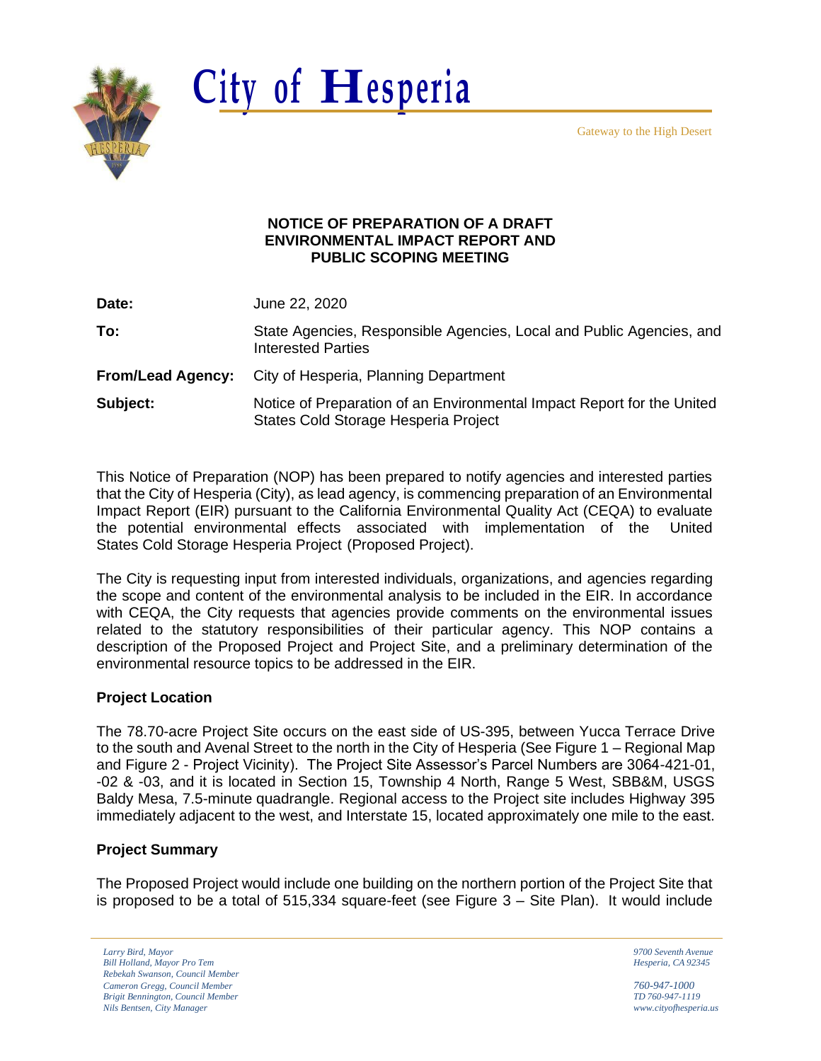# City of Hesperia

Gateway to the High Desert

**NOTICE OF PREPARATION OF A DRAFT ENVIRONMENTAL IMPACT REPORT AND PUBLIC SCOPING MEETING**

| | |
|---|---|
| **Date:** | June 22, 2020 |
| **To:** | State Agencies, Responsible Agencies, Local and Public Agencies, and Interested Parties |
| **From/Lead Agency:** | City of Hesperia, Planning Department |
| **Subject:** | Notice of Preparation of an Environmental Impact Report for the United States Cold Storage Hesperia Project |

This Notice of Preparation (NOP) has been prepared to notify agencies and interested parties that the City of Hesperia (City), as lead agency, is commencing preparation of an Environmental Impact Report (EIR) pursuant to the California Environmental Quality Act (CEQA) to evaluate the potential environmental effects associated with implementation of the United States Cold Storage Hesperia Project (Proposed Project).

The City is requesting input from interested individuals, organizations, and agencies regarding the scope and content of the environmental analysis to be included in the EIR. In accordance with CEQA, the City requests that agencies provide comments on the environmental issues related to the statutory responsibilities of their particular agency. This NOP contains a description of the Proposed Project and Project Site, and a preliminary determination of the environmental resource topics to be addressed in the EIR.

### Project Location

The 78.70-acre Project Site occurs on the east side of US-395, between Yucca Terrace Drive to the south and Avenal Street to the north in the City of Hesperia (See Figure 1 – Regional Map and Figure 2 - Project Vicinity). The Project Site Assessor's Parcel Numbers are 3064-421-01, -02 & -03, and it is located in Section 15, Township 4 North, Range 5 West, SBB&M, USGS Baldy Mesa, 7.5-minute quadrangle. Regional access to the Project site includes Highway 395 immediately adjacent to the west, and Interstate 15, located approximately one mile to the east.

### Project Summary

The Proposed Project would include one building on the northern portion of the Project Site that is proposed to be a total of 515,334 square-feet (see Figure 3 – Site Plan). It would include

*Larry Bird, Mayor*
*Bill Holland, Mayor Pro Tem*
*Rebekah Swanson, Council Member*
*Cameron Gregg, Council Member*
*Brigit Bennington, Council Member*
*Nils Bentsen, City Manager*

*9700 Seventh Avenue*
*Hesperia, CA 92345*

*760-947-1000*
*TD 760-947-1119*
*www.cityofhesperia.us*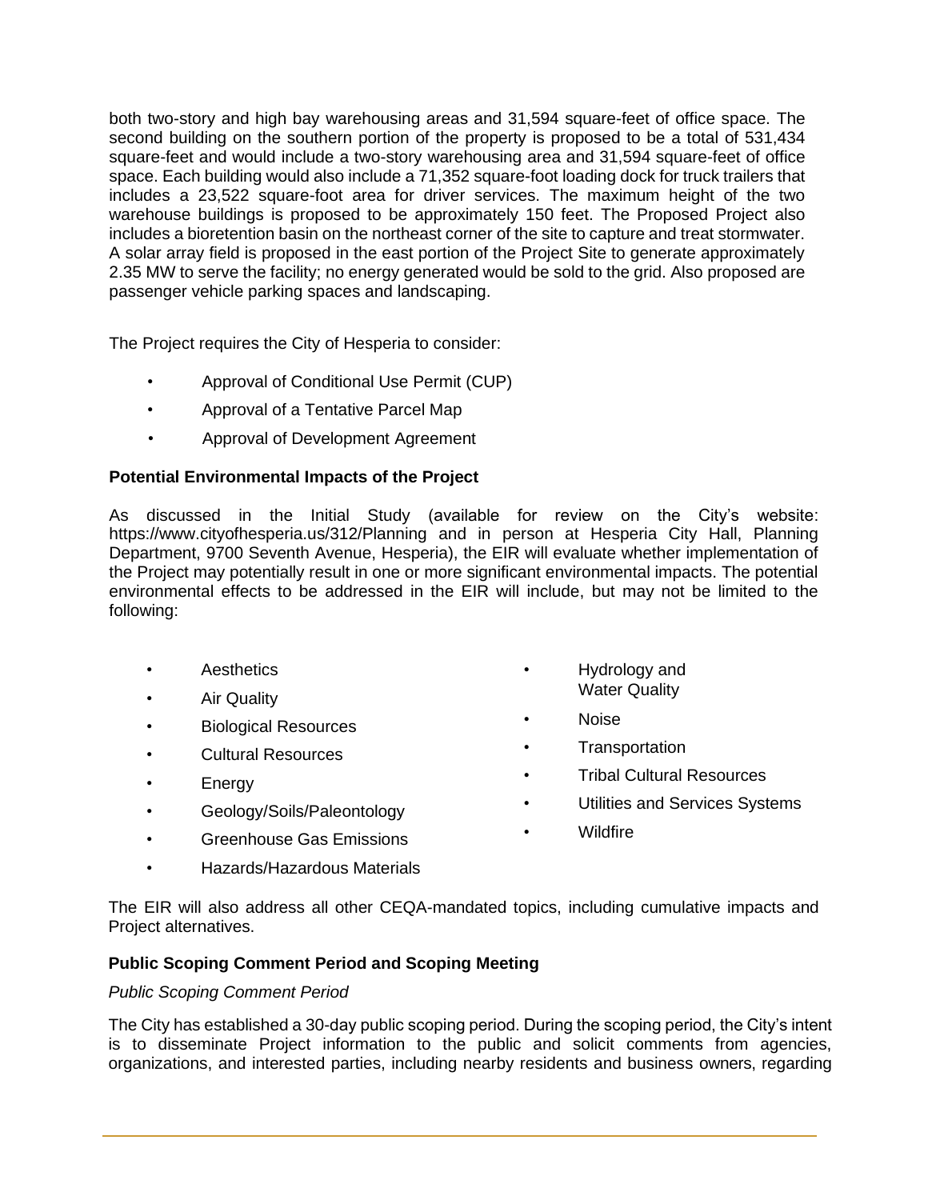both two-story and high bay warehousing areas and 31,594 square-feet of office space. The second building on the southern portion of the property is proposed to be a total of 531,434 square-feet and would include a two-story warehousing area and 31,594 square-feet of office space. Each building would also include a 71,352 square-foot loading dock for truck trailers that includes a 23,522 square-foot area for driver services. The maximum height of the two warehouse buildings is proposed to be approximately 150 feet. The Proposed Project also includes a bioretention basin on the northeast corner of the site to capture and treat stormwater. A solar array field is proposed in the east portion of the Project Site to generate approximately 2.35 MW to serve the facility; no energy generated would be sold to the grid. Also proposed are passenger vehicle parking spaces and landscaping.

The Project requires the City of Hesperia to consider:

- Approval of Conditional Use Permit (CUP)
- Approval of a Tentative Parcel Map
- Approval of Development Agreement

**Potential Environmental Impacts of the Project**

As discussed in the Initial Study (available for review on the City's website: https://www.cityofhesperia.us/312/Planning and in person at Hesperia City Hall, Planning Department, 9700 Seventh Avenue, Hesperia), the EIR will evaluate whether implementation of the Project may potentially result in one or more significant environmental impacts. The potential environmental effects to be addressed in the EIR will include, but may not be limited to the following:

- Aesthetics
- Air Quality
- Biological Resources
- Cultural Resources
- Energy
- Geology/Soils/Paleontology
- Greenhouse Gas Emissions
- Hazards/Hazardous Materials
- Hydrology and Water Quality
- Noise
- Transportation
- Tribal Cultural Resources
- Utilities and Services Systems
- Wildfire

The EIR will also address all other CEQA-mandated topics, including cumulative impacts and Project alternatives.

**Public Scoping Comment Period and Scoping Meeting**

*Public Scoping Comment Period*

The City has established a 30-day public scoping period. During the scoping period, the City's intent is to disseminate Project information to the public and solicit comments from agencies, organizations, and interested parties, including nearby residents and business owners, regarding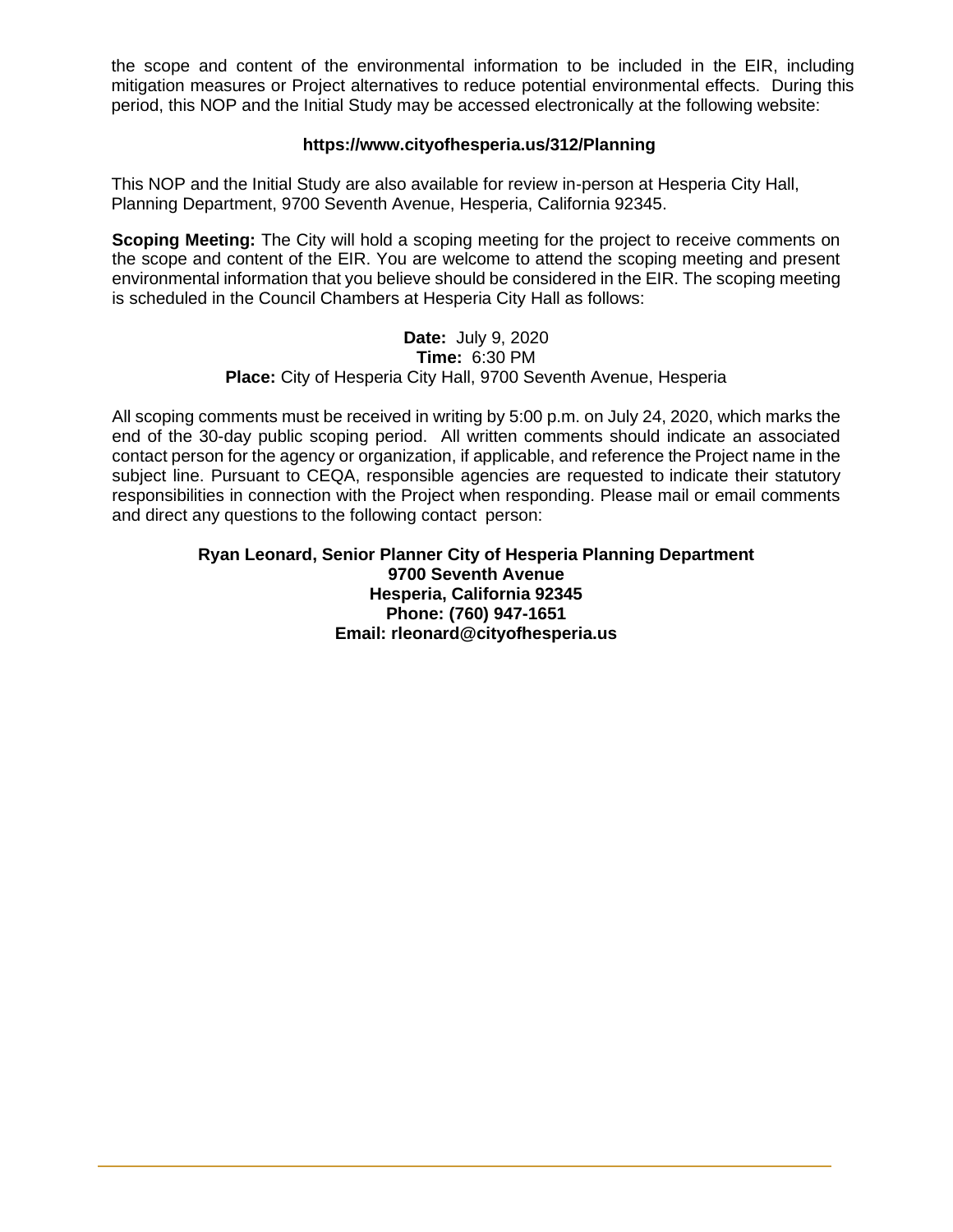the scope and content of the environmental information to be included in the EIR, including mitigation measures or Project alternatives to reduce potential environmental effects. During this period, this NOP and the Initial Study may be accessed electronically at the following website:

**https://www.cityofhesperia.us/312/Planning**

This NOP and the Initial Study are also available for review in-person at Hesperia City Hall, Planning Department, 9700 Seventh Avenue, Hesperia, California 92345.

**Scoping Meeting:** The City will hold a scoping meeting for the project to receive comments on the scope and content of the EIR. You are welcome to attend the scoping meeting and present environmental information that you believe should be considered in the EIR. The scoping meeting is scheduled in the Council Chambers at Hesperia City Hall as follows:

**Date:** July 9, 2020
**Time:** 6:30 PM
**Place:** City of Hesperia City Hall, 9700 Seventh Avenue, Hesperia

All scoping comments must be received in writing by 5:00 p.m. on July 24, 2020, which marks the end of the 30-day public scoping period. All written comments should indicate an associated contact person for the agency or organization, if applicable, and reference the Project name in the subject line. Pursuant to CEQA, responsible agencies are requested to indicate their statutory responsibilities in connection with the Project when responding. Please mail or email comments and direct any questions to the following contact person:

**Ryan Leonard, Senior Planner City of Hesperia Planning Department**
**9700 Seventh Avenue**
**Hesperia, California 92345**
**Phone: (760) 947-1651**
**Email: rleonard@cityofhesperia.us**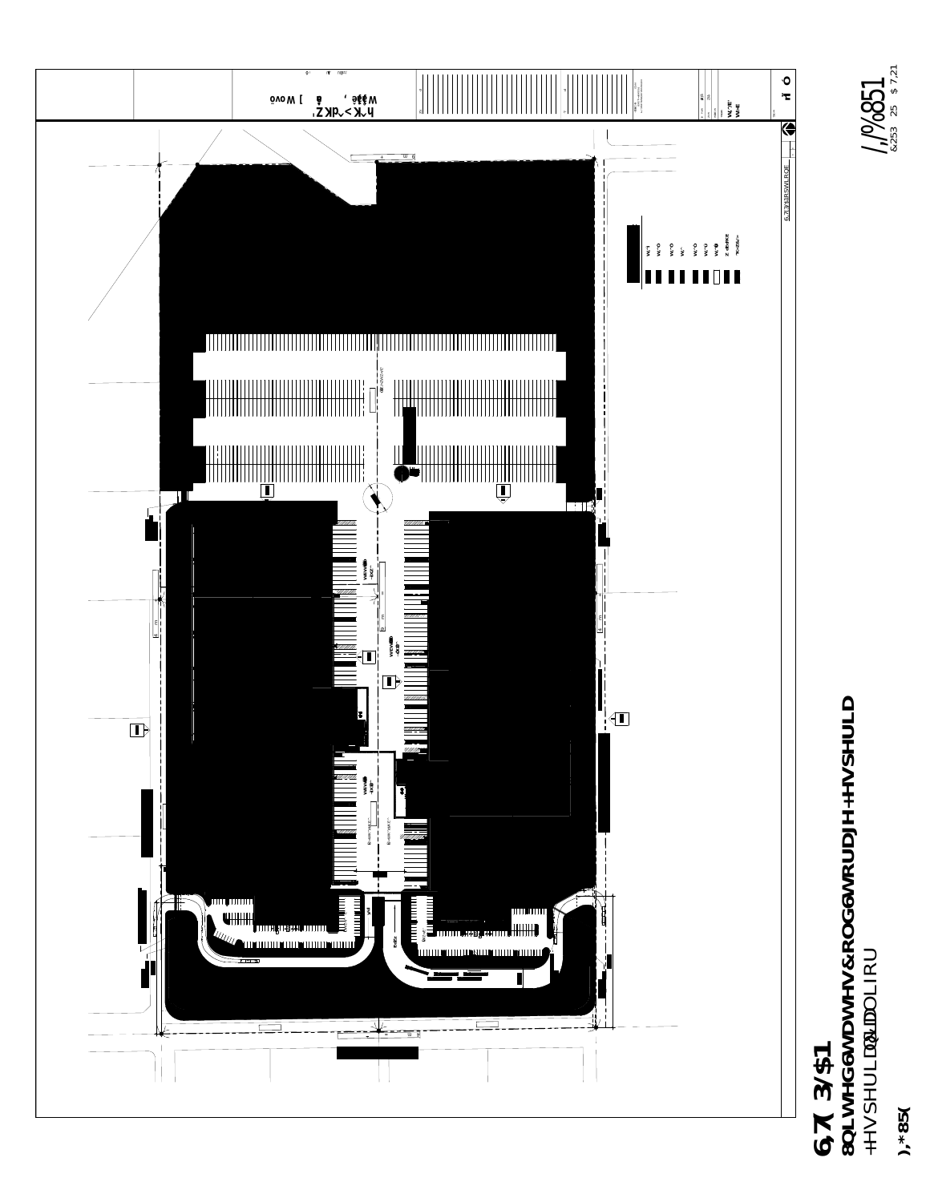6,7( 3/$1

8QLWHG6WDWHV&ROG6WRUDJH+HVSHULD

+HVSHULD&DOLIRUQLD

),*85(

/,%851

&253 25 $7,21